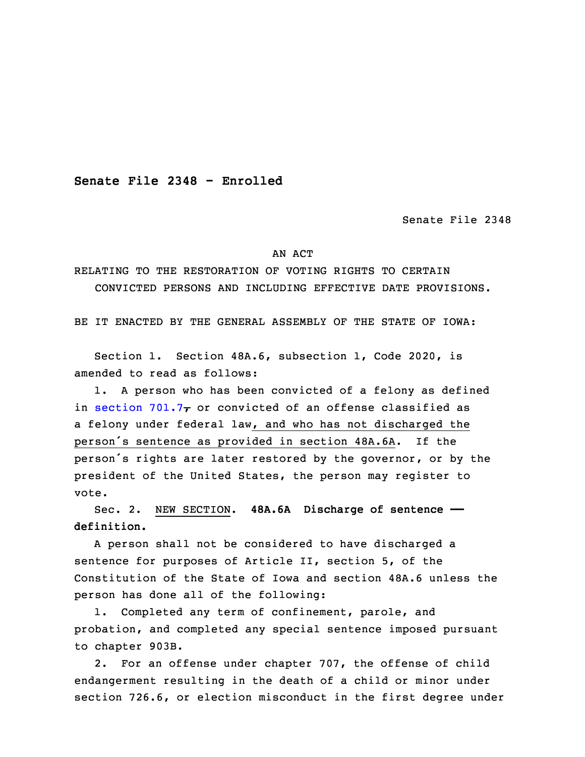**Senate File 2348 - Enrolled**

Senate File 2348

AN ACT

RELATING TO THE RESTORATION OF VOTING RIGHTS TO CERTAIN CONVICTED PERSONS AND INCLUDING EFFECTIVE DATE PROVISIONS.

BE IT ENACTED BY THE GENERAL ASSEMBLY OF THE STATE OF IOWA:

Section 1. Section 48A.6, subsection 1, Code 2020, is amended to read as follows:

1. A person who has been convicted of a felony as defined in section 701.7~~,~~ or convicted of an offense classified as a felony under federal law, and who has not discharged the person's sentence as provided in section 48A.6A. If the person's rights are later restored by the governor, or by the president of the United States, the person may register to vote.

Sec. 2. NEW SECTION. **48A.6A Discharge of sentence — definition.**

A person shall not be considered to have discharged a sentence for purposes of Article II, section 5, of the Constitution of the State of Iowa and section 48A.6 unless the person has done all of the following:

1. Completed any term of confinement, parole, and probation, and completed any special sentence imposed pursuant to chapter 903B.

2. For an offense under chapter 707, the offense of child endangerment resulting in the death of a child or minor under section 726.6, or election misconduct in the first degree under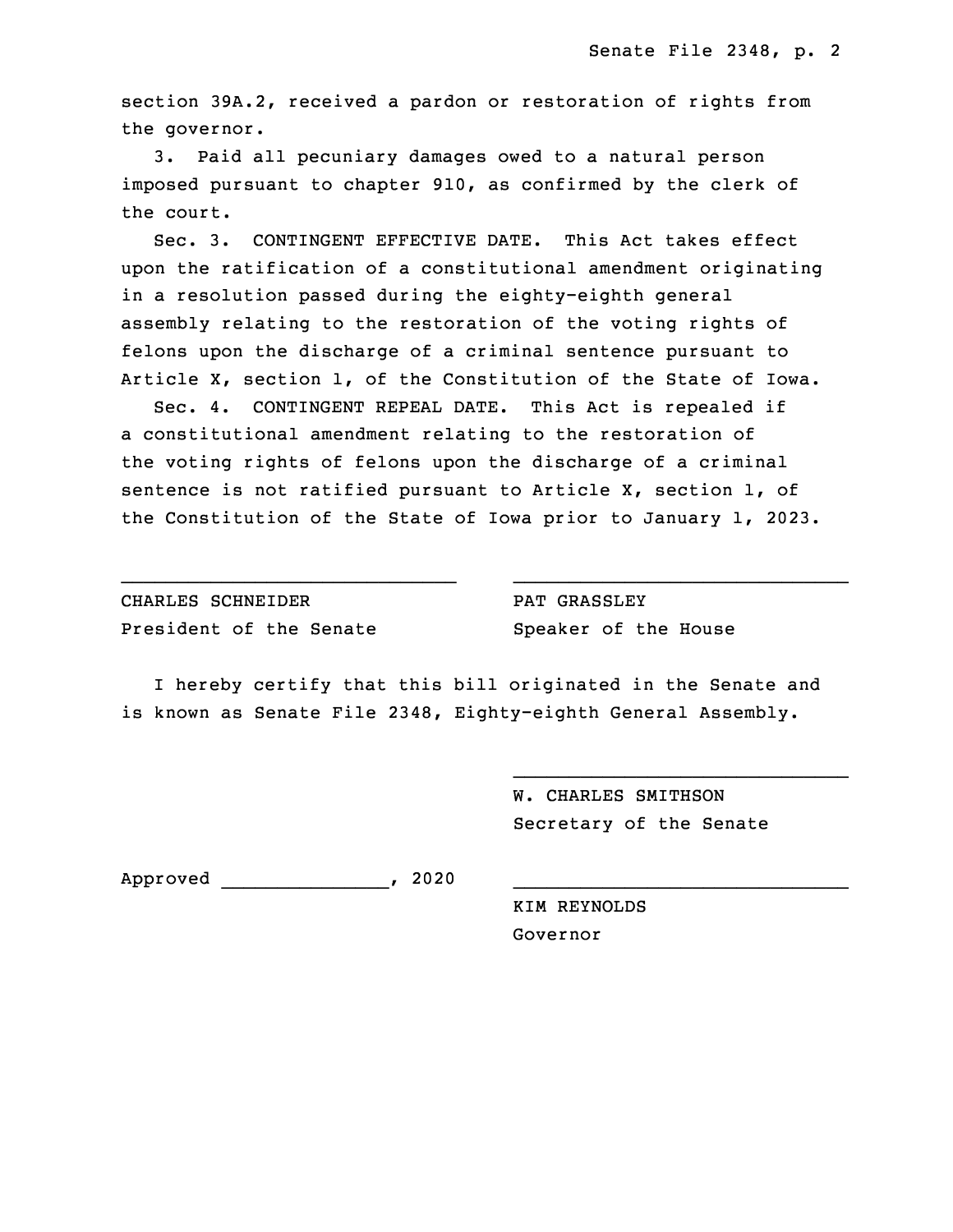section 39A.2, received a pardon or restoration of rights from the governor.

3. Paid all pecuniary damages owed to a natural person imposed pursuant to chapter 910, as confirmed by the clerk of the court.

Sec. 3. CONTINGENT EFFECTIVE DATE. This Act takes effect upon the ratification of a constitutional amendment originating in a resolution passed during the eighty-eighth general assembly relating to the restoration of the voting rights of felons upon the discharge of a criminal sentence pursuant to Article X, section 1, of the Constitution of the State of Iowa.

Sec. 4. CONTINGENT REPEAL DATE. This Act is repealed if a constitutional amendment relating to the restoration of the voting rights of felons upon the discharge of a criminal sentence is not ratified pursuant to Article X, section 1, of the Constitution of the State of Iowa prior to January 1, 2023.

| | |
|---|---|
| ______________________________ | ______________________________ |
| CHARLES SCHNEIDER | PAT GRASSLEY |
| President of the Senate | Speaker of the House |

I hereby certify that this bill originated in the Senate and is known as Senate File 2348, Eighty-eighth General Assembly.

______________________________
W. CHARLES SMITHSON
Secretary of the Senate

Approved _______________, 2020

______________________________
KIM REYNOLDS
Governor